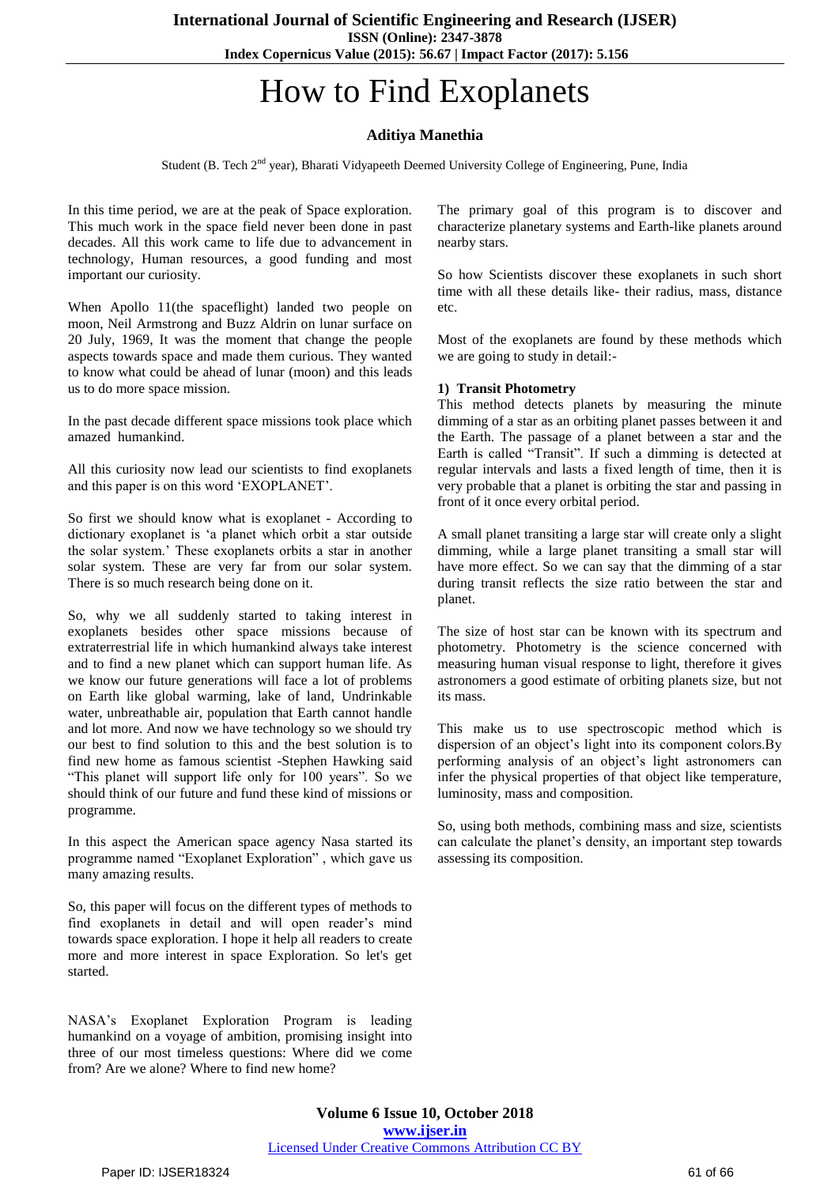# How to Find Exoplanets

**Aditiya Manethia**

Student (B. Tech 2nd year), Bharati Vidyapeeth Deemed University College of Engineering, Pune, India

In this time period, we are at the peak of Space exploration. This much work in the space field never been done in past decades. All this work came to life due to advancement in technology, Human resources, a good funding and most important our curiosity.

When Apollo 11(the spaceflight) landed two people on moon, Neil Armstrong and Buzz Aldrin on lunar surface on 20 July, 1969, It was the moment that change the people aspects towards space and made them curious. They wanted to know what could be ahead of lunar (moon) and this leads us to do more space mission.

In the past decade different space missions took place which amazed humankind.

All this curiosity now lead our scientists to find exoplanets and this paper is on this word 'EXOPLANET'.

So first we should know what is exoplanet - According to dictionary exoplanet is 'a planet which orbit a star outside the solar system.' These exoplanets orbits a star in another solar system. These are very far from our solar system. There is so much research being done on it.

So, why we all suddenly started to taking interest in exoplanets besides other space missions because of extraterrestrial life in which humankind always take interest and to find a new planet which can support human life. As we know our future generations will face a lot of problems on Earth like global warming, lake of land, Undrinkable water, unbreathable air, population that Earth cannot handle and lot more. And now we have technology so we should try our best to find solution to this and the best solution is to find new home as famous scientist -Stephen Hawking said "This planet will support life only for 100 years". So we should think of our future and fund these kind of missions or programme.

In this aspect the American space agency Nasa started its programme named "Exoplanet Exploration" , which gave us many amazing results.

So, this paper will focus on the different types of methods to find exoplanets in detail and will open reader's mind towards space exploration. I hope it help all readers to create more and more interest in space Exploration. So let's get started.

NASA's Exoplanet Exploration Program is leading humankind on a voyage of ambition, promising insight into three of our most timeless questions: Where did we come from? Are we alone? Where to find new home?

The primary goal of this program is to discover and characterize planetary systems and Earth-like planets around nearby stars.

So how Scientists discover these exoplanets in such short time with all these details like- their radius, mass, distance etc.

Most of the exoplanets are found by these methods which we are going to study in detail:-

**1) Transit Photometry**

This method detects planets by measuring the minute dimming of a star as an orbiting planet passes between it and the Earth. The passage of a planet between a star and the Earth is called "Transit". If such a dimming is detected at regular intervals and lasts a fixed length of time, then it is very probable that a planet is orbiting the star and passing in front of it once every orbital period.

A small planet transiting a large star will create only a slight dimming, while a large planet transiting a small star will have more effect. So we can say that the dimming of a star during transit reflects the size ratio between the star and planet.

The size of host star can be known with its spectrum and photometry. Photometry is the science concerned with measuring human visual response to light, therefore it gives astronomers a good estimate of orbiting planets size, but not its mass.

This make us to use spectroscopic method which is dispersion of an object's light into its component colors.By performing analysis of an object's light astronomers can infer the physical properties of that object like temperature, luminosity, mass and composition.

So, using both methods, combining mass and size, scientists can calculate the planet's density, an important step towards assessing its composition.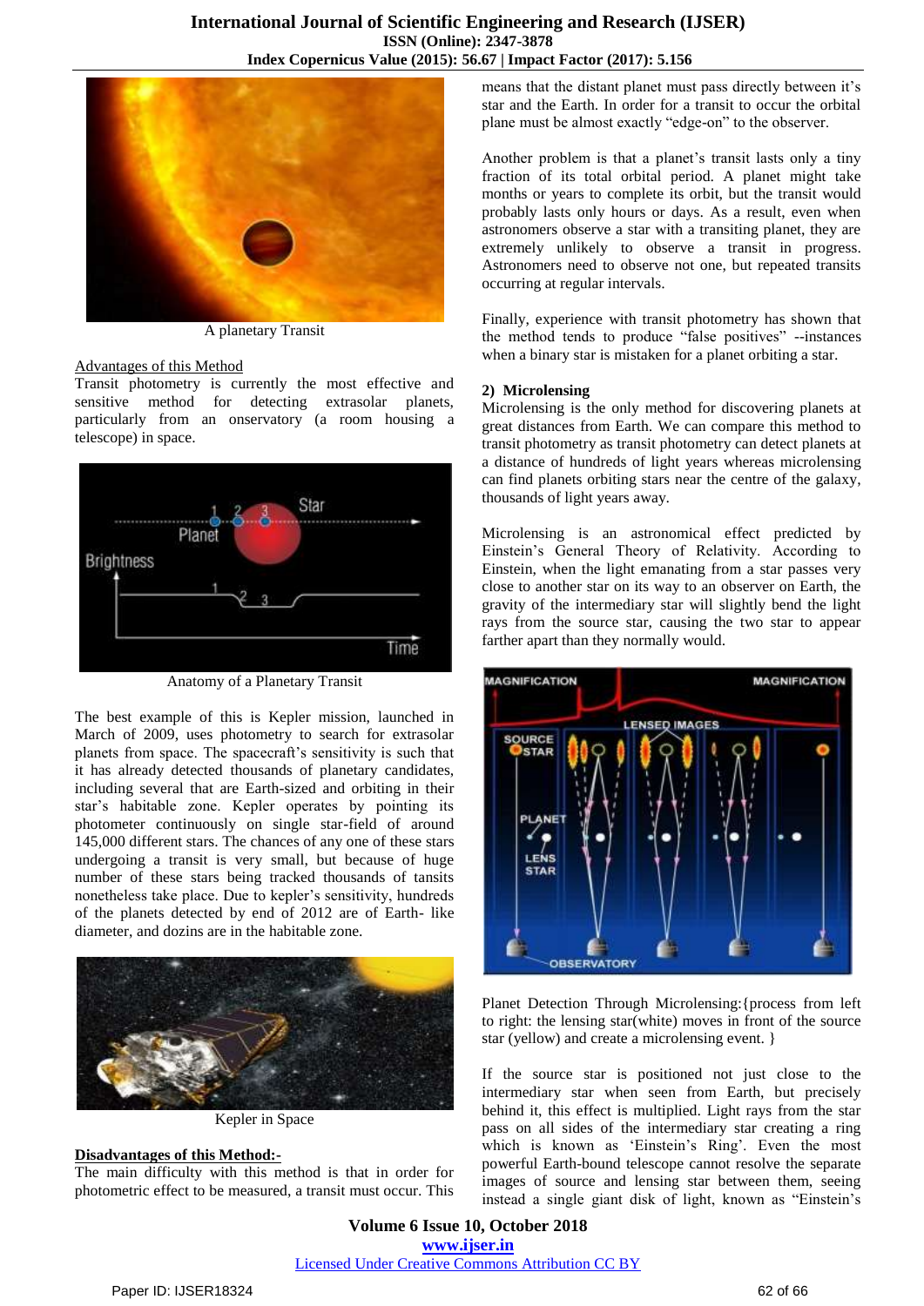A planetary Transit

Advantages of this Method

Transit photometry is currently the most effective and sensitive method for detecting extrasolar planets, particularly from an observatory (a room housing a telescope) in space.

Anatomy of a Planetary Transit

The best example of this is Kepler mission, launched in March of 2009, uses photometry to search for extrasolar planets from space. The spacecraft's sensitivity is such that it has already detected thousands of planetary candidates, including several that are Earth-sized and orbiting in their star's habitable zone. Kepler operates by pointing its photometer continuously on single star-field of around 145,000 different stars. The chances of any one of these stars undergoing a transit is very small, but because of huge number of these stars being tracked thousands of tansits nonetheless take place. Due to kepler's sensitivity, hundreds of the planets detected by end of 2012 are of Earth- like diameter, and dozins are in the habitable zone.

Kepler in Space

**Disadvantages of this Method:-**

The main difficulty with this method is that in order for photometric effect to be measured, a transit must occur. This means that the distant planet must pass directly between it's star and the Earth. In order for a transit to occur the orbital plane must be almost exactly "edge-on" to the observer.

Another problem is that a planet's transit lasts only a tiny fraction of its total orbital period. A planet might take months or years to complete its orbit, but the transit would probably lasts only hours or days. As a result, even when astronomers observe a star with a transiting planet, they are extremely unlikely to observe a transit in progress. Astronomers need to observe not one, but repeated transits occurring at regular intervals.

Finally, experience with transit photometry has shown that the method tends to produce "false positives" --instances when a binary star is mistaken for a planet orbiting a star.

### 2) Microlensing

Microlensing is the only method for discovering planets at great distances from Earth. We can compare this method to transit photometry as transit photometry can detect planets at a distance of hundreds of light years whereas microlensing can find planets orbiting stars near the centre of the galaxy, thousands of light years away.

Microlensing is an astronomical effect predicted by Einstein's General Theory of Relativity. According to Einstein, when the light emanating from a star passes very close to another star on its way to an observer on Earth, the gravity of the intermediary star will slightly bend the light rays from the source star, causing the two star to appear farther apart than they normally would.

Planet Detection Through Microlensing:{process from left to right: the lensing star(white) moves in front of the source star (yellow) and create a microlensing event. }

If the source star is positioned not just close to the intermediary star when seen from Earth, but precisely behind it, this effect is multiplied. Light rays from the star pass on all sides of the intermediary star creating a ring which is known as 'Einstein's Ring'. Even the most powerful Earth-bound telescope cannot resolve the separate images of source and lensing star between them, seeing instead a single giant disk of light, known as "Einstein's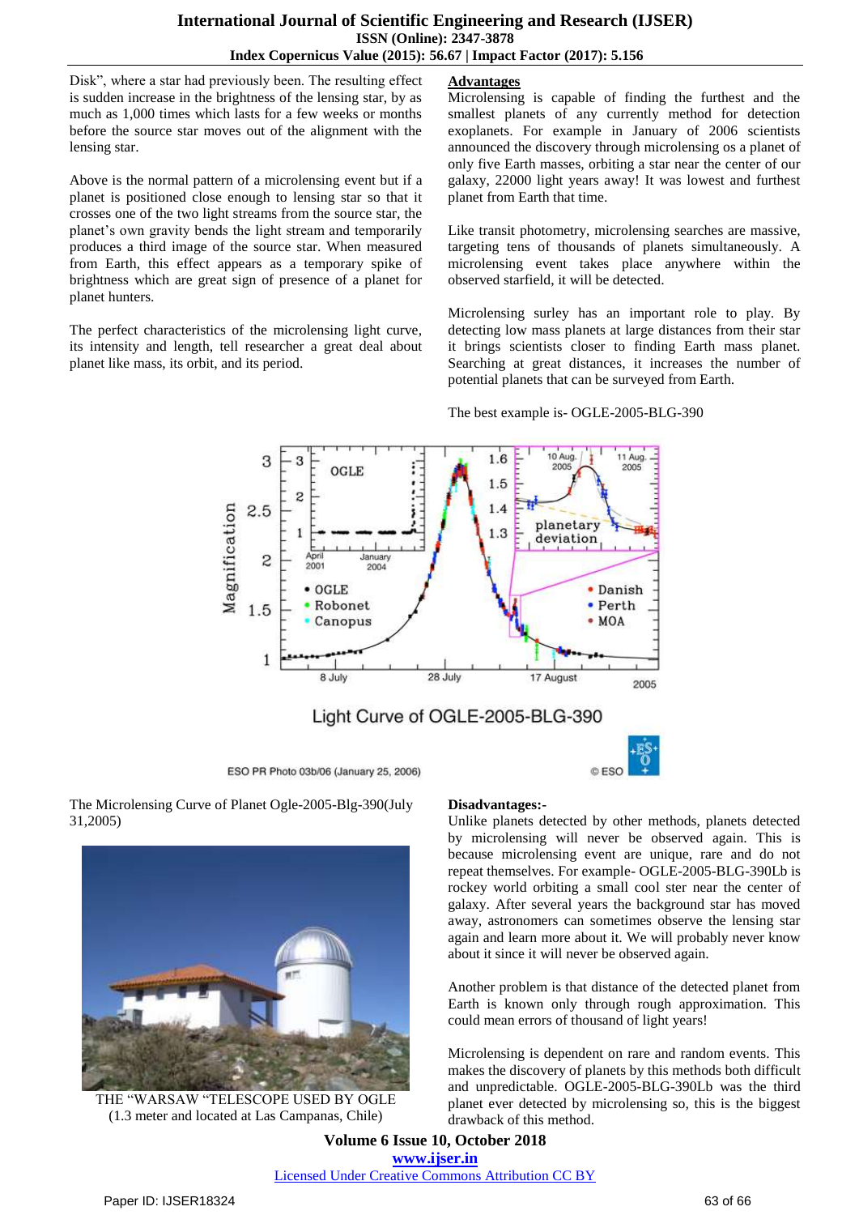Disk", where a star had previously been. The resulting effect is sudden increase in the brightness of the lensing star, by as much as 1,000 times which lasts for a few weeks or months before the source star moves out of the alignment with the lensing star.

Above is the normal pattern of a microlensing event but if a planet is positioned close enough to lensing star so that it crosses one of the two light streams from the source star, the planet's own gravity bends the light stream and temporarily produces a third image of the source star. When measured from Earth, this effect appears as a temporary spike of brightness which are great sign of presence of a planet for planet hunters.

The perfect characteristics of the microlensing light curve, its intensity and length, tell researcher a great deal about planet like mass, its orbit, and its period.

**Advantages**

Microlensing is capable of finding the furthest and the smallest planets of any currently method for detection exoplanets. For example in January of 2006 scientists announced the discovery through microlensing os a planet of only five Earth masses, orbiting a star near the center of our galaxy, 22000 light years away! It was lowest and furthest planet from Earth that time.

Like transit photometry, microlensing searches are massive, targeting tens of thousands of planets simultaneously. A microlensing event takes place anywhere within the observed starfield, it will be detected.

Microlensing surley has an important role to play. By detecting low mass planets at large distances from their star it brings scientists closer to finding Earth mass planet. Searching at great distances, it increases the number of potential planets that can be surveyed from Earth.

The best example is- OGLE-2005-BLG-390

Light Curve of OGLE-2005-BLG-390

ESO PR Photo 03b/06 (January 25, 2006) © ESO

The Microlensing Curve of Planet Ogle-2005-Blg-390(July 31,2005)

THE "WARSAW "TELESCOPE USED BY OGLE (1.3 meter and located at Las Campanas, Chile)

**Disadvantages:-**

Unlike planets detected by other methods, planets detected by microlensing will never be observed again. This is because microlensing event are unique, rare and do not repeat themselves. For example- OGLE-2005-BLG-390Lb is rockey world orbiting a small cool ster near the center of galaxy. After several years the background star has moved away, astronomers can sometimes observe the lensing star again and learn more about it. We will probably never know about it since it will never be observed again.

Another problem is that distance of the detected planet from Earth is known only through rough approximation. This could mean errors of thousand of light years!

Microlensing is dependent on rare and random events. This makes the discovery of planets by this methods both difficult and unpredictable. OGLE-2005-BLG-390Lb was the third planet ever detected by microlensing so, this is the biggest drawback of this method.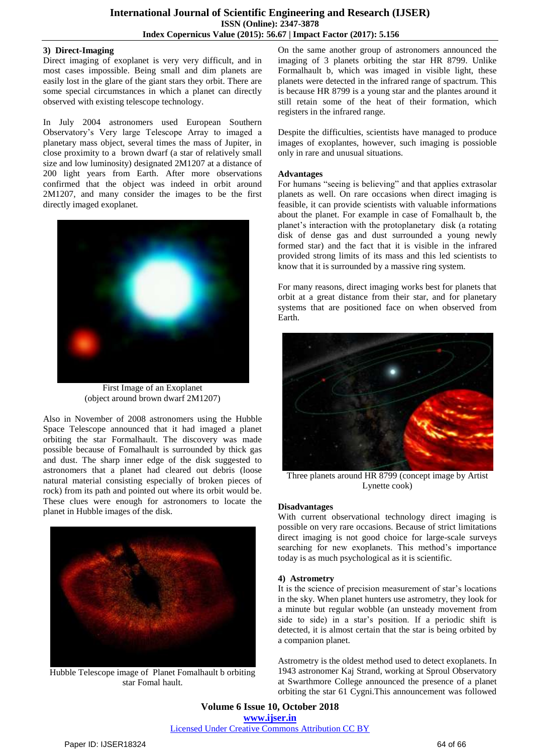### 3) Direct-Imaging

Direct imaging of exoplanet is very very difficult, and in most cases impossible. Being small and dim planets are easily lost in the glare of the giant stars they orbit. There are some special circumstances in which a planet can directly observed with existing telescope technology.

In July 2004 astronomers used European Southern Observatory's Very large Telescope Array to imaged a planetary mass object, several times the mass of Jupiter, in close proximity to a brown dwarf (a star of relatively small size and low luminosity) designated 2M1207 at a distance of 200 light years from Earth. After more observations confirmed that the object was indeed in orbit around 2M1207, and many consider the images to be the first directly imaged exoplanet.

First Image of an Exoplanet
(object around brown dwarf 2M1207)

Also in November of 2008 astronomers using the Hubble Space Telescope announced that it had imaged a planet orbiting the star Formalhault. The discovery was made possible because of Fomalhault is surrounded by thick gas and dust. The sharp inner edge of the disk suggested to astronomers that a planet had cleared out debris (loose natural material consisting especially of broken pieces of rock) from its path and pointed out where its orbit would be. These clues were enough for astronomers to locate the planet in Hubble images of the disk.

Hubble Telescope image of Planet Fomalhault b orbiting star Fomal hault.

On the same another group of astronomers announced the imaging of 3 planets orbiting the star HR 8799. Unlike Formalhault b, which was imaged in visible light, these planets were detected in the infrared range of spectrum. This is because HR 8799 is a young star and the plantes around it still retain some of the heat of their formation, which registers in the infrared range.

Despite the difficulties, scientists have managed to produce images of exoplantes, however, such imaging is possioble only in rare and unusual situations.

**Advantages**

For humans "seeing is believing" and that applies extrasolar planets as well. On rare occasions when direct imaging is feasible, it can provide scientists with valuable informations about the planet. For example in case of Fomalhault b, the planet's interaction with the protoplanetary disk (a rotating disk of dense gas and dust surrounded a young newly formed star) and the fact that it is visible in the infrared provided strong limits of its mass and this led scientists to know that it is surrounded by a massive ring system.

For many reasons, direct imaging works best for planets that orbit at a great distance from their star, and for planetary systems that are positioned face on when observed from Earth.

Three planets around HR 8799 (concept image by Artist Lynette cook)

**Disadvantages**

With current observational technology direct imaging is possible on very rare occasions. Because of strict limitations direct imaging is not good choice for large-scale surveys searching for new exoplanets. This method's importance today is as much psychological as it is scientific.

### 4) Astrometry

It is the science of precision measurement of star's locations in the sky. When planet hunters use astrometry, they look for a minute but regular wobble (an unsteady movement from side to side) in a star's position. If a periodic shift is detected, it is almost certain that the star is being orbited by a companion planet.

Astrometry is the oldest method used to detect exoplanets. In 1943 astronomer Kaj Strand, working at Sproul Observatory at Swarthmore College announced the presence of a planet orbiting the star 61 Cygni.This announcement was followed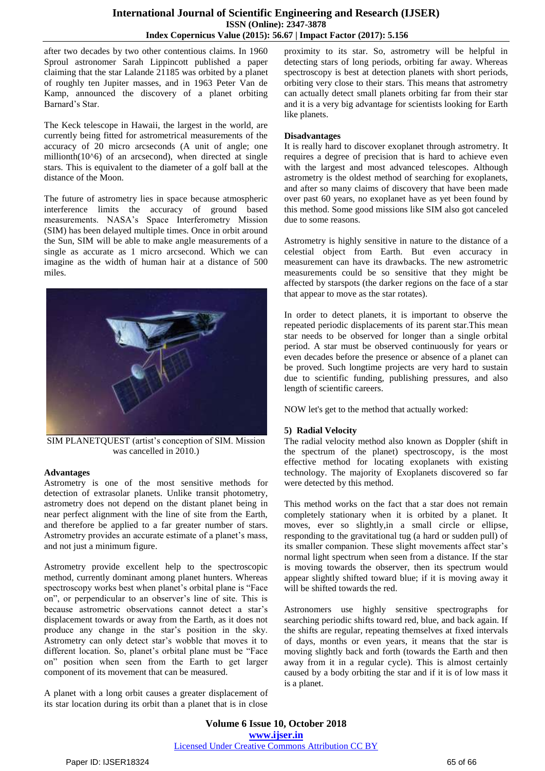after two decades by two other contentious claims. In 1960 Sproul astronomer Sarah Lippincott published a paper claiming that the star Lalande 21185 was orbited by a planet of roughly ten Jupiter masses, and in 1963 Peter Van de Kamp, announced the discovery of a planet orbiting Barnard's Star.

The Keck telescope in Hawaii, the largest in the world, are currently being fitted for astrometrical measurements of the accuracy of 20 micro arcseconds (A unit of angle; one millionth($10^6$) of an arcsecond), when directed at single stars. This is equivalent to the diameter of a golf ball at the distance of the Moon.

The future of astrometry lies in space because atmospheric interference limits the accuracy of ground based measurements. NASA's Space Interferometry Mission (SIM) has been delayed multiple times. Once in orbit around the Sun, SIM will be able to make angle measurements of a single as accurate as 1 micro arcsecond. Which we can imagine as the width of human hair at a distance of 500 miles.

SIM PLANETQUEST (artist's conception of SIM. Mission was cancelled in 2010.)

**Advantages**

Astrometry is one of the most sensitive methods for detection of extrasolar planets. Unlike transit photometry, astrometry does not depend on the distant planet being in near perfect alignment with the line of site from the Earth, and therefore be applied to a far greater number of stars. Astrometry provides an accurate estimate of a planet's mass, and not just a minimum figure.

Astrometry provide excellent help to the spectroscopic method, currently dominant among planet hunters. Whereas spectroscopy works best when planet's orbital plane is "Face on", or perpendicular to an observer's line of site. This is because astrometric observations cannot detect a star's displacement towards or away from the Earth, as it does not produce any change in the star's position in the sky. Astrometry can only detect star's wobble that moves it to different location. So, planet's orbital plane must be "Face on" position when seen from the Earth to get larger component of its movement that can be measured.

A planet with a long orbit causes a greater displacement of its star location during its orbit than a planet that is in close proximity to its star. So, astrometry will be helpful in detecting stars of long periods, orbiting far away. Whereas spectroscopy is best at detection planets with short periods, orbiting very close to their stars. This means that astrometry can actually detect small planets orbiting far from their star and it is a very big advantage for scientists looking for Earth like planets.

**Disadvantages**

It is really hard to discover exoplanet through astrometry. It requires a degree of precision that is hard to achieve even with the largest and most advanced telescopes. Although astrometry is the oldest method of searching for exoplanets, and after so many claims of discovery that have been made over past 60 years, no exoplanet have as yet been found by this method. Some good missions like SIM also got canceled due to some reasons.

Astrometry is highly sensitive in nature to the distance of a celestial object from Earth. But even accuracy in measurement can have its drawbacks. The new astrometric measurements could be so sensitive that they might be affected by starspots (the darker regions on the face of a star that appear to move as the star rotates).

In order to detect planets, it is important to observe the repeated periodic displacements of its parent star.This mean star needs to be observed for longer than a single orbital period. A star must be observed continuously for years or even decades before the presence or absence of a planet can be proved. Such longtime projects are very hard to sustain due to scientific funding, publishing pressures, and also length of scientific careers.

NOW let's get to the method that actually worked:

### 5) Radial Velocity

The radial velocity method also known as Doppler (shift in the spectrum of the planet) spectroscopy, is the most effective method for locating exoplanets with existing technology. The majority of Exoplanets discovered so far were detected by this method.

This method works on the fact that a star does not remain completely stationary when it is orbited by a planet. It moves, ever so slightly,in a small circle or ellipse, responding to the gravitational tug (a hard or sudden pull) of its smaller companion. These slight movements affect star's normal light spectrum when seen from a distance. If the star is moving towards the observer, then its spectrum would appear slightly shifted toward blue; if it is moving away it will be shifted towards the red.

Astronomers use highly sensitive spectrographs for searching periodic shifts toward red, blue, and back again. If the shifts are regular, repeating themselves at fixed intervals of days, months or even years, it means that the star is moving slightly back and forth (towards the Earth and then away from it in a regular cycle). This is almost certainly caused by a body orbiting the star and if it is of low mass it is a planet.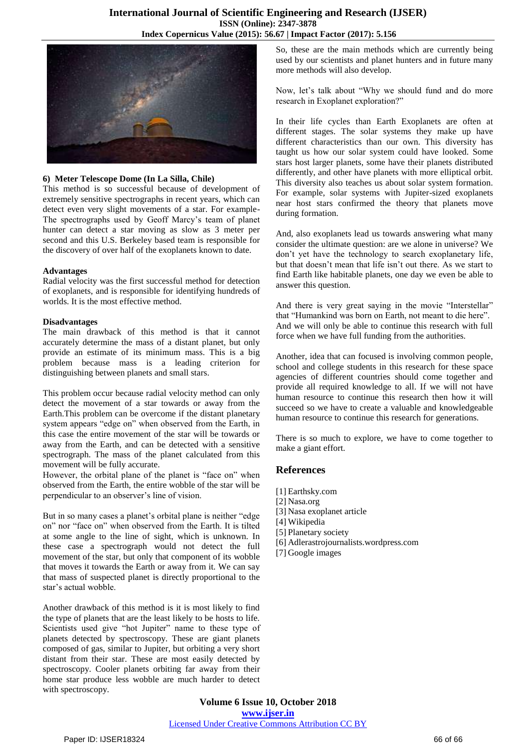**6) Meter Telescope Dome (In La Silla, Chile)**

This method is so successful because of development of extremely sensitive spectrographs in recent years, which can detect even very slight movements of a star. For example- The spectrographs used by Geoff Marcy's team of planet hunter can detect a star moving as slow as 3 meter per second and this U.S. Berkeley based team is responsible for the discovery of over half of the exoplanets known to date.

**Advantages**

Radial velocity was the first successful method for detection of exoplanets, and is responsible for identifying hundreds of worlds. It is the most effective method.

**Disadvantages**

The main drawback of this method is that it cannot accurately determine the mass of a distant planet, but only provide an estimate of its minimum mass. This is a big problem because mass is a leading criterion for distinguishing between planets and small stars.

This problem occur because radial velocity method can only detect the movement of a star towards or away from the Earth.This problem can be overcome if the distant planetary system appears "edge on" when observed from the Earth, in this case the entire movement of the star will be towards or away from the Earth, and can be detected with a sensitive spectrograph. The mass of the planet calculated from this movement will be fully accurate.

However, the orbital plane of the planet is "face on" when observed from the Earth, the entire wobble of the star will be perpendicular to an observer's line of vision.

But in so many cases a planet's orbital plane is neither "edge on" nor "face on" when observed from the Earth. It is tilted at some angle to the line of sight, which is unknown. In these case a spectrograph would not detect the full movement of the star, but only that component of its wobble that moves it towards the Earth or away from it. We can say that mass of suspected planet is directly proportional to the star's actual wobble.

Another drawback of this method is it is most likely to find the type of planets that are the least likely to be hosts to life. Scientists used give "hot Jupiter" name to these type of planets detected by spectroscopy. These are giant planets composed of gas, similar to Jupiter, but orbiting a very short distant from their star. These are most easily detected by spectroscopy. Cooler planets orbiting far away from their home star produce less wobble are much harder to detect with spectroscopy.

So, these are the main methods which are currently being used by our scientists and planet hunters and in future many more methods will also develop.

Now, let's talk about "Why we should fund and do more research in Exoplanet exploration?"

In their life cycles than Earth Exoplanets are often at different stages. The solar systems they make up have different characteristics than our own. This diversity has taught us how our solar system could have looked. Some stars host larger planets, some have their planets distributed differently, and other have planets with more elliptical orbit. This diversity also teaches us about solar system formation. For example, solar systems with Jupiter-sized exoplanets near host stars confirmed the theory that planets move during formation.

And, also exoplanets lead us towards answering what many consider the ultimate question: are we alone in universe? We don't yet have the technology to search exoplanetary life, but that doesn't mean that life isn't out there. As we start to find Earth like habitable planets, one day we even be able to answer this question.

And there is very great saying in the movie "Interstellar" that "Humankind was born on Earth, not meant to die here". And we will only be able to continue this research with full force when we have full funding from the authorities.

Another, idea that can focused is involving common people, school and college students in this research for these space agencies of different countries should come together and provide all required knowledge to all. If we will not have human resource to continue this research then how it will succeed so we have to create a valuable and knowledgeable human resource to continue this research for generations.

There is so much to explore, we have to come together to make a giant effort.

## References

[1] Earthsky.com

[2] Nasa.org

[3] Nasa exoplanet article

[4] Wikipedia

[5] Planetary society

[6] Adlerastrojournalists.wordpress.com

[7] Google images